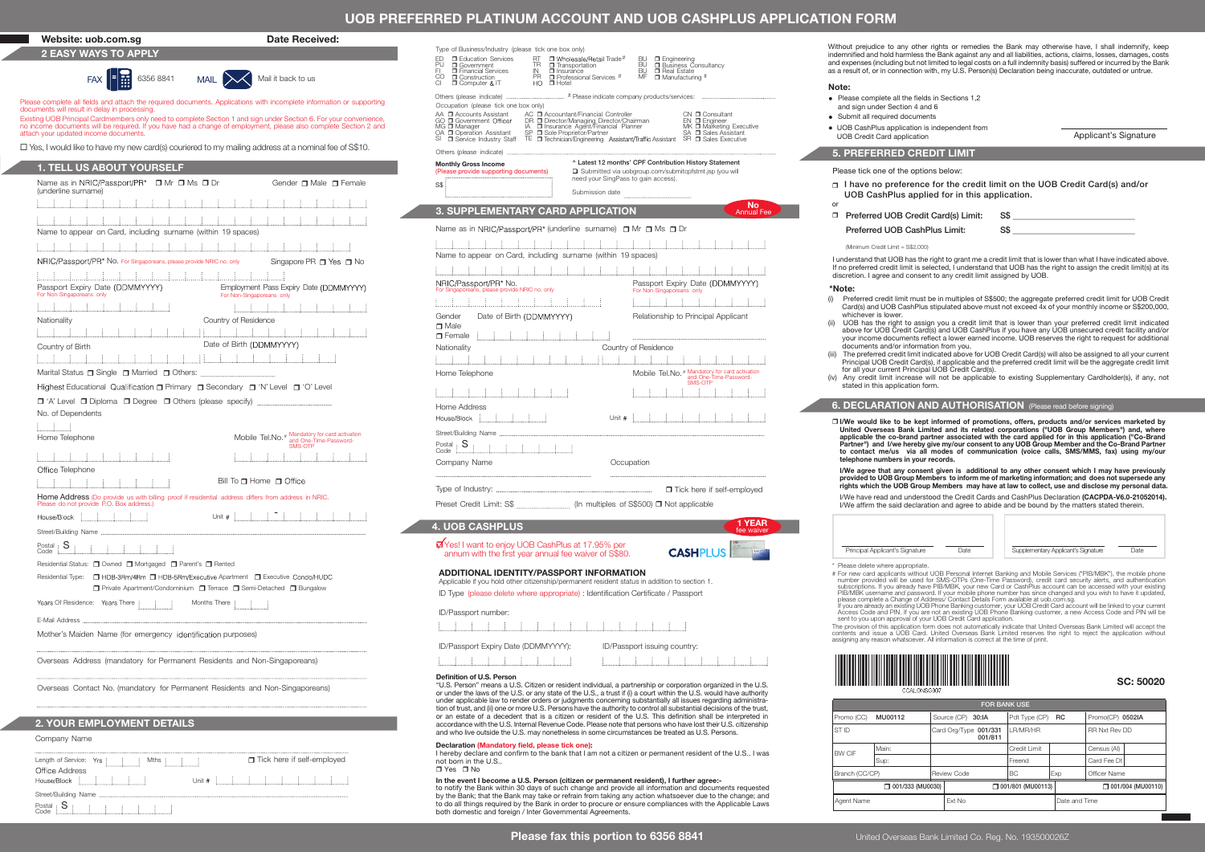# UOB PREFERRED PLATINUM ACCOUNT AND UOB CASHPLUS APPLICATION FORM

**Website: uob.com.sg** **Date Received:**

## 2 EASY WAYS TO APPLY

FAX 6356 8841 MAIL Mail it back to us

Please complete all fields and attach the required documents. Applications with incomplete information or supporting documents will result in delay in processing.

Existing UOB Principal Cardmembers only need to complete Section 1 and sign under Section 6. For your convenience, no income documents will be required. If you have had a change of employment, please also complete Section 2 and attach your updated income documents.

☐ Yes, I would like to have my new card(s) couriered to my mailing address at a nominal fee of S$10.

## 1. TELL US ABOUT YOURSELF

Name as in NRIC/Passport/PR* ☐ Mr ☐ Ms ☐ Dr (underline surname) Gender ☐ Male ☐ Female

Name to appear on Card, including surname (within 19 spaces)

NRIC/Passport/PR* No. For Singaporeans, please provide NRIC no. only Singapore PR ☐ Yes ☐ No

Passport Expiry Date (DDMMYYYY) For Non-Singaporeans only

Employment Pass Expiry Date (DDMMYYYY) For Non-Singaporeans only

Nationality Country of Residence

Country of Birth Date of Birth (DDMMYYYY)

Marital Status ☐ Single ☐ Married ☐ Others:

Highest Educational Qualification ☐ Primary ☐ Secondary ☐ 'N' Level ☐ 'O' Level ☐ 'A' Level ☐ Diploma ☐ Degree ☐ Others (please specify)

No. of Dependents

Home Telephone

Mobile Tel.No. # Mandatory for card activation and One-Time-Password-SMS-OTP

Office Telephone

Bill To ☐ Home ☐ Office

Home Address (Do provide us with billing proof if residential address differs from address in NRIC. Please do not provide P.O. Box address.)

House/Block Unit #

Street/Building Name

Postal Code S

Residential Status: ☐ Owned ☐ Mortgaged ☐ Parent's ☐ Rented

Residential Type: ☐ HDB-3Rm/4Rm ☐ HDB-5Rm/Executive Apartment ☐ Executive Condo/HUDC ☐ Private Apartment/Condominium ☐ Terrace ☐ Semi-Detached ☐ Bungalow

Years Of Residence: Years There Months There

E-Mail Address

Mother's Maiden Name (for emergency identification purposes)

Overseas Address (mandatory for Permanent Residents and Non-Singaporeans)

Overseas Contact No. (mandatory for Permanent Residents and Non-Singaporeans)

## 2. YOUR EMPLOYMENT DETAILS

Company Name

Length of Service: Yrs Mths ☐ Tick here if self-employed

Office Address

House/Block Unit #

Street/Building Name

Postal Code S

Type of Business/Industry (please tick one box only)

ED ☐ Education Services
PU ☐ Government
FI ☐ Financial Services
CO ☐ Construction
CI ☐ Computer & IT
RT ☐ Wholesale/Retail Trade#
TR ☐ Transportation
IN ☐ Insurance
PR ☐ Professional Services #
HO ☐ Hotel
BU ☐ Engineering
BU ☐ Business Consultancy
BU ☐ Real Estate
MF ☐ Manufacturing #

Others (please indicate) # Please indicate company products/services:

Occupation (please tick one box only)

AA ☐ Accounts Assistant
GO ☐ Government Officer
MG ☐ Manager
OA ☐ Operation Assistant
SI ☐ Service Industry Staff
AC ☐ Accountant/Financial Controller
DR ☐ Director/Managing Director/Chairman
IA ☐ Insurance Agent/Financial Planner
SP ☐ Sole Proprietor/Partner
TE ☐ Technician/Engineering Assistant/Traffic Assistant
CN ☐ Consultant
EN ☐ Engineer
MK ☐ Marketing Executive
SA ☐ Sales Assistant
SR ☐ Sales Executive

Others (please indicate)

**Monthly Gross Income** (Please provide supporting documents) S$

**^ Latest 12 months' CPF Contribution History Statement**
☐ Submitted via uobgroup.com/submitcpfstmt.jsp (you will need your SingPass to gain access).
Submission date

## 3. SUPPLEMENTARY CARD APPLICATION

**No Annual Fee**

Name as in NRIC/Passport/PR* (underline surname) ☐ Mr ☐ Ms ☐ Dr

Name to appear on Card, including surname (within 19 spaces)

NRIC/Passport/PR* No. For Singaporeans, please provide NRIC no. only

Passport Expiry Date (DDMMYYYY) For Non-Singaporeans only

Gender ☐ Male ☐ Female Date of Birth (DDMMYYYY) Relationship to Principal Applicant

Nationality Country of Residence

Home Telephone

Mobile Tel.No. # Mandatory for card activation and One-Time-Password-SMS-OTP

Home Address

House/Block Unit #

Street/Building Name

Postal Code S

Company Name Occupation

Type of Industry: ☐ Tick here if self-employed

Preset Credit Limit: S$ (In multiples of S$500) ☐ Not applicable

## 4. UOB CASHPLUS

**1 YEAR fee waiver**

☑ Yes! I want to enjoy UOB CashPlus at 17.95% per annum with the first year annual fee waiver of S$80.

**ADDITIONAL IDENTITY/PASSPORT INFORMATION**

Applicable if you hold other citizenship/permanent resident status in addition to section 1.

ID Type (please delete where appropriate) : Identification Certificate / Passport

ID/Passport number:

ID/Passport Expiry Date (DDMMYYYY): ID/Passport issuing country:

**Definition of U.S. Person**

"U.S. Person" means a U.S. Citizen or resident individual, a partnership or corporation organized in the U.S. or under the laws of the U.S. or any state of the U.S., a trust if (i) a court within the U.S. would have authority under applicable law to render orders or judgments concerning substantially all issues regarding administration of the trust, and (ii) one or more U.S. Persons have the authority to control all substantial decisions of the trust, or an estate of a decedent that is a citizen or resident of the U.S. This definition shall be interpreted in accordance with the U.S. Internal Revenue Code. Please note that persons who have lost their U.S. citizenship and who live outside the U.S. may nonetheless in some circumstances be treated as U.S. Persons.

**Declaration (Mandatory field, please tick one):**

I hereby declare and confirm to the bank that I am not a citizen or permanent resident of the U.S.. I was not born in the U.S..
☐ Yes ☐ No

**In the event I become a U.S. Person (citizen or permanent resident), I further agree:-** to notify the Bank within 30 days of such change and provide all information and documents requested by the Bank; that the Bank may take or refrain from taking any action whatsoever due to the change; and to do all things required by the Bank in order to procure or ensure compliances with the Applicable Laws both domestic and foreign / Inter Governmental Agreements.

Without prejudice to any other rights or remedies the Bank may otherwise have, I shall indemnify, keep indemnified and hold harmless the Bank against any and all liabilities, actions, claims, losses, damages, costs and expenses (including but not limited to legal costs on a full indemnity basis) suffered or incurred by the Bank as a result of, or in connection with, my U.S. Person(s) Declaration being inaccurate, outdated or untrue.

**Note:**

- Please complete all the fields in Sections 1,2 and sign under Section 4 and 6
- Submit all required documents
- UOB CashPlus application is independent from UOB Credit Card application

Applicant's Signature

## 5. PREFERRED CREDIT LIMIT

Please tick one of the options below:

☐ I have no preference for the credit limit on the UOB Credit Card(s) and/or UOB CashPlus applied for in this application.

or

☐ Preferred UOB Credit Card(s) Limit: S$

Preferred UOB CashPlus Limit: S$

(Minimum Credit Limit = S$2,000)

I understand that UOB has the right to grant me a credit limit that is lower than what I have indicated above. If no preferred credit limit is selected, I understand that UOB has the right to assign the credit limit(s) at its discretion. I agree and consent to any credit limit assigned by UOB.

***Note:**

(i) Preferred credit limit must be in multiples of S$500; the aggregate preferred credit limit for UOB Credit Card(s) and UOB CashPlus stipulated above must not exceed 4x of your monthly income or S$200,000, whichever is lower.

(ii) UOB has the right to assign you a credit limit that is lower than your preferred credit limit indicated above for UOB Credit Card(s) and UOB CashPlus if you have any UOB unsecured credit facility and/or your income documents reflect a lower earned income. UOB reserves the right to request for additional documents and/or information from you.

(iii) The preferred credit limit indicated above for UOB Credit Card(s) will also be assigned to all your current Principal UOB Credit Card(s), if applicable and the preferred credit limit will be the aggregate credit limit for all your current Principal UOB Credit Card(s).

(iv) Any credit limit increase will not be applicable to existing Supplementary Cardholder(s), if any, not stated in this application form.

## 6. DECLARATION AND AUTHORISATION (Please read before signing)

☐ **I/We would like to be kept informed of promotions, offers, products and/or services marketed by United Overseas Bank Limited and its related corporations ("UOB Group Members") and, where applicable the co-brand partner associated with the card applied for in this application ("Co-Brand Partner") and I/we hereby give my/our consent to any UOB Group Member and the Co-Brand Partner to contact me/us via all modes of communication (voice calls, SMS/MMS, fax) using my/our telephone numbers in your records.**

**I/We agree that any consent given is additional to any other consent which I may have previously provided to UOB Group Members to inform me of marketing information; and does not supersede any rights which the UOB Group Members may have at law to collect, use and disclose my personal data.**

I/We have read and understood the Credit Cards and CashPlus Declaration **(CACPDA-V6.0-21052014).** I/We affirm the said declaration and agree to abide and be bound by the matters stated therein.

Principal Applicant's Signature Date

Supplementary Applicant's Signature Date

\* Please delete where appropriate.

\# For new card applicants without UOB Personal Internet Banking and Mobile Services ("PIB/MBK"), the mobile phone number provided will be used for SMS-OTPs (One-Time Password), credit card security alerts, and authentication subscriptions. If you already have PIB/MBK, your new Card or CashPlus account can be accessed with your existing PIB/MBK username and password. If your mobile phone number has since changed and you wish to have it updated, please complete a Change of Address/ Contact Details Form available at uob.com.sg.
If you are already an existing UOB Phone Banking customer, your UOB Credit Card account will be linked to your current Access Code and PIN. If you are not an existing UOB Phone Banking customer, a new Access Code and PIN will be sent to you upon approval of your UOB Credit Card application.

The provision of this application form does not automatically indicate that United Overseas Bank Limited will accept the contents and issue a UOB Card. United Overseas Bank Limited reserves the right to reject the application without assigning any reason whatsoever. All information is correct at the time of print.

CCALONSG007

**SC: 50020**

| FOR BANK USE | | | | | | |
|---|---|---|---|---|---|---|
| Promo (CC) MU00112 | | Source (CP) 30:IA | Pdt Type (CP) RC | | Promo(CP) 0502IA | |
| ST ID | | Card Org/Type 001/331 001/811 | LR/MR/HR | | RR Nxt Rev DD | |
| BW CIF | Main: | | Credit Limit | | Census (AI) | |
| | Sup: | | Freend | | Card Fee Dt | |
| Branch (CC/CP) | | Review Code | BC | Exp | Officer Name | |
| ☐ 001/333 (MU00030) | | ☐ 001/801 (MU00113) | | | ☐ 001/004 (MU00110) | |
| Agent Name | | Ext No | | Date and Time | | |

**Please fax this portion to 6356 8841**

United Overseas Bank Limited Co. Reg. No. 193500026Z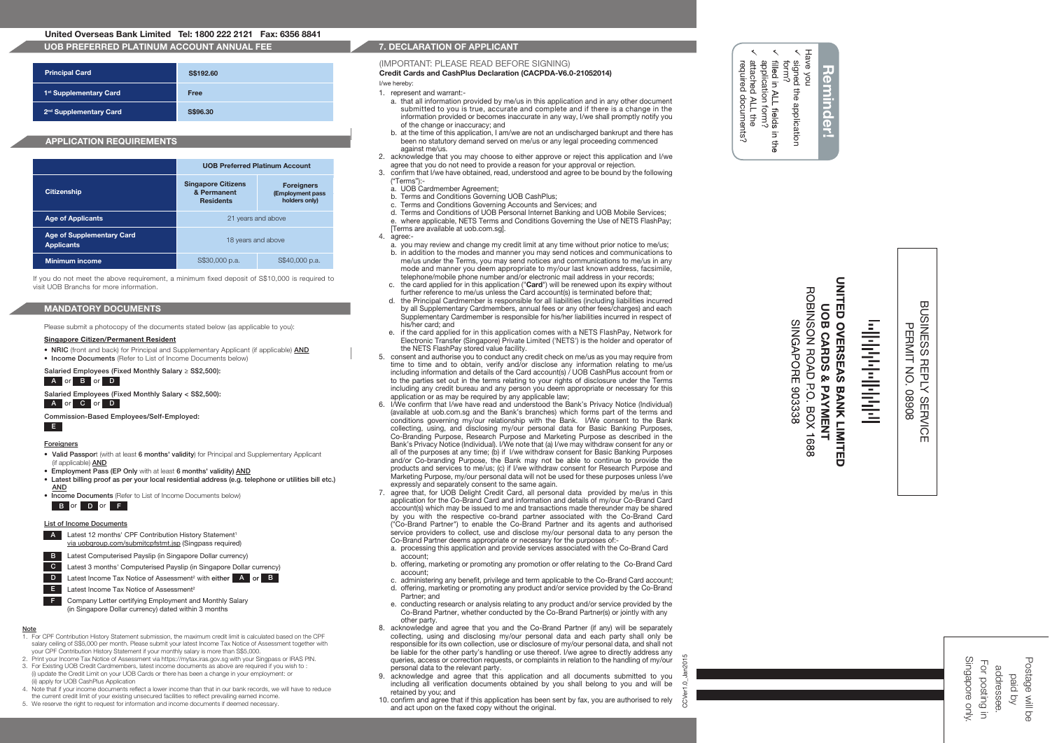United Overseas Bank Limited Tel: 1800 222 2121 Fax: 6356 8841

## UOB PREFERRED PLATINUM ACCOUNT ANNUAL FEE

| | |
|---|---|
| Principal Card | S$192.60 |
| 1st Supplementary Card | Free |
| 2nd Supplementary Card | S$96.30 |

## APPLICATION REQUIREMENTS

| | UOB Preferred Platinum Account | |
|---|---|---|
| Citizenship | Singapore Citizens & Permanent Residents | Foreigners (Employment pass holders only) |
| Age of Applicants | 21 years and above | |
| Age of Supplementary Card Applicants | 18 years and above | |
| Minimum income | S$30,000 p.a. | S$40,000 p.a. |

If you do not meet the above requirement, a minimum fixed deposit of S$10,000 is required to visit UOB Branchs for more information.

## MANDATORY DOCUMENTS

Please submit a photocopy of the documents stated below (as applicable to you):

**Singapore Citizen/Permanent Resident**

- **NRIC** (front and back) for Principal and Supplementary Applicant (if applicable) **AND**
- **Income Documents** (Refer to List of Income Documents below)

**Salaried Employees (Fixed Monthly Salary ≥ S$2,500):**

A or B or D

**Salaried Employees (Fixed Monthly Salary < S$2,500):**

A or C or D

**Commission-Based Employees/Self-Employed:**

E

**Foreigners**

- **Valid Passport** (with at least **6 months' validity**) for Principal and Supplementary Applicant (if applicable) **AND**
- **Employment Pass (EP Only** with at least **6 months' validity) AND**
- **Latest billing proof as per your local residential address (e.g. telephone or utilities bill etc.) AND**
- **Income Documents** (Refer to List of Income Documents below)

B or D or F

**List of Income Documents**

- **A** Latest 12 months' CPF Contribution History Statement[1] via uobgroup.com/submitcpfstmt.jsp (Singpass required)
- **B** Latest Computerised Payslip (in Singapore Dollar currency)
- **C** Latest 3 months' Computerised Payslip (in Singapore Dollar currency)
- **D** Latest Income Tax Notice of Assessment[2] with either A or B
- **E** Latest Income Tax Notice of Assessment[2]
- **F** Company Letter certifying Employment and Monthly Salary (in Singapore Dollar currency) dated within 3 months

**Note**

1. For CPF Contribution History Statement submission, the maximum credit limit is calculated based on the CPF salary ceiling of S$5,000 per month. Please submit your latest Income Tax Notice of Assessment together with your CPF Contribution History Statement if your monthly salary is more than S$5,000.
2. Print your Income Tax Notice of Assessment via https://mytax.iras.gov.sg with your Singpass or IRAS PIN.
3. For Existing UOB Credit Cardmembers, latest income documents as above are required if you wish to : (i) update the Credit Limit on your UOB Cards or there has been a change in your employment: or (ii) apply for UOB CashPlus Application
4. Note that if your income documents reflect a lower income than that in our bank records, we will have to reduce the current credit limit of your existing unsecured facilities to reflect prevailing earned income.
5. We reserve the right to request for income and income documents if deemed necessary.

## 7. DECLARATION OF APPLICANT

(IMPORTANT: PLEASE READ BEFORE SIGNING)

**Credit Cards and CashPlus Declaration (CACPDA-V6.0-21052014)**

I/we hereby:

1. represent and warrant:-
   a. that all information provided by me/us in this application and in any other document submitted to you is true, accurate and complete and if there is a change in the information provided or becomes inaccurate in any way, I/we shall promptly notify you of the change or inaccuracy; and
   b. at the time of this application, I am/we are not an undischarged bankrupt and there has been no statutory demand served on me/us or any legal proceeding commenced against me/us.
2. acknowledge that you may choose to either approve or reject this application and I/we agree that you do not need to provide a reason for your approval or rejection.
3. confirm that I/we have obtained, read, understood and agree to be bound by the following ("Terms"):-
   a. UOB Cardmember Agreement;
   b. Terms and Conditions Governing UOB CashPlus;
   c. Terms and Conditions Governing Accounts and Services; and
   d. Terms and Conditions of UOB Personal Internet Banking and UOB Mobile Services;
   e. where applicable, NETS Terms and Conditions Governing the Use of NETS FlashPay;
   [Terms are available at uob.com.sg].
4. agree:-
   a. you may review and change my credit limit at any time without prior notice to me/us;
   b. in addition to the modes and manner you may send notices and communications to me/us under the Terms, you may send notices and communications to me/us in any mode and manner you deem appropriate to my/our last known address, facsimile, telephone/mobile phone number and/or electronic mail address in your records;
   c. the card applied for in this application ("**Card**") will be renewed upon its expiry without further reference to me/us unless the Card account(s) is terminated before that;
   d. the Principal Cardmember is responsible for all liabilities (including liabilities incurred by all Supplementary Cardmembers, annual fees or any other fees/charges) and each Supplementary Cardmember is responsible for his/her liabilities incurred in respect of his/her card; and
   e. if the card applied for in this application comes with a NETS FlashPay, Network for Electronic Transfer (Singapore) Private Limited ('NETS') is the holder and operator of the NETS FlashPay stored value facility.
5. consent and authorise you to conduct any credit check on me/us as you may require from time to time and to obtain, verify and/or disclose any information relating to me/us including information and details of the Card account(s) / UOB CashPlus account from or to the parties set out in the terms relating to your rights of disclosure under the Terms including any credit bureau and any person you deem appropriate or necessary for this application or as may be required by any applicable law;
6. I/We confirm that I/we have read and understood the Bank's Privacy Notice (Individual) (available at uob.com.sg and the Bank's branches) which forms part of the terms and conditions governing my/our relationship with the Bank. I/We consent to the Bank collecting, using, and disclosing my/our personal data for Basic Banking Purposes, Co-Branding Purpose, Research Purpose and Marketing Purpose as described in the Bank's Privacy Notice (Individual). I/We note that (a) I/we may withdraw consent for any or all of the purposes at any time; (b) if I/we withdraw consent for Basic Banking Purposes and/or Co-branding Purpose, the Bank may not be able to continue to provide the products and services to me/us; (c) if I/we withdraw consent for Research Purpose and Marketing Purpose, my/our personal data will not be used for these purposes unless I/we expressly and separately consent to the same again.
7. agree that, for UOB Delight Credit Card, all personal data provided by me/us in this application for the Co-Brand Card and information and details of my/our Co-Brand Card account(s) which may be issued to me and transactions made thereunder may be shared by you with the respective co-brand partner associated with the Co-Brand Card ("Co-Brand Partner") to enable the Co-Brand Partner and its agents and authorised service providers to collect, use and disclose my/our personal data to any person the Co-Brand Partner deems appropriate or necessary for the purposes of:-
   a. processing this application and provide services associated with the Co-Brand Card account;
   b. offering, marketing or promoting any promotion or offer relating to the Co-Brand Card account;
   c. administering any benefit, privilege and term applicable to the Co-Brand Card account;
   d. offering, marketing or promoting any product and/or service provided by the Co-Brand Partner; and
   e. conducting research or analysis relating to any product and/or service provided by the Co-Brand Partner, whether conducted by the Co-Brand Partner(s) or jointly with any other party.
8. acknowledge and agree that you and the Co-Brand Partner (if any) will be separately collecting, using and disclosing my/our personal data and each party shall only be responsible for its own collection, use or disclosure of my/our personal data, and shall not be liable for the other party's handling or use thereof. I/We agree to directly address any queries, access or correction requests, or complaints in relation to the handling of my/our personal data to the relevant party.
9. acknowledge and agree that this application and all documents submitted to you including all verification documents obtained by you shall belong to you and will be retained by you; and
10. confirm and agree that if this application has been sent by fax, you are authorised to rely and act upon on the faxed copy without the original.

CCVer1.0_Jan2015

**Reminder!**

Have you

- ✓ signed the application form?
- ✓ filled in ALL fields in the application form?
- ✓ attached ALL the required documents?

BUSINESS REPLY SERVICE
PERMIT NO. 08908

**UNITED OVERSEAS BANK LIMITED**
**UOB CARDS & PAYMENT**
ROBINSON ROAD P.O. BOX 1688
SINGAPORE 903338

Postage will be paid by addressee.
For posting in Singapore only.